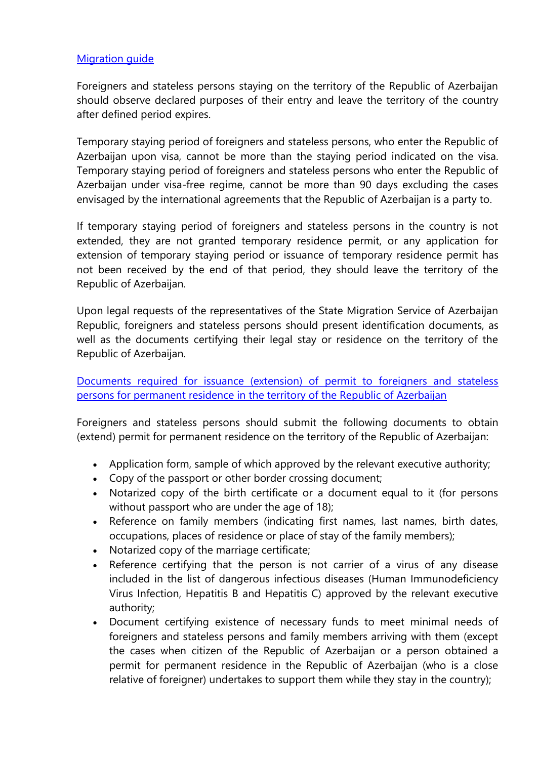[Migration guide]()

Foreigners and stateless persons staying on the territory of the Republic of Azerbaijan should observe declared purposes of their entry and leave the territory of the country after defined period expires.

Temporary staying period of foreigners and stateless persons, who enter the Republic of Azerbaijan upon visa, cannot be more than the staying period indicated on the visa. Temporary staying period of foreigners and stateless persons who enter the Republic of Azerbaijan under visa-free regime, cannot be more than 90 days excluding the cases envisaged by the international agreements that the Republic of Azerbaijan is a party to.

If temporary staying period of foreigners and stateless persons in the country is not extended, they are not granted temporary residence permit, or any application for extension of temporary staying period or issuance of temporary residence permit has not been received by the end of that period, they should leave the territory of the Republic of Azerbaijan.

Upon legal requests of the representatives of the State Migration Service of Azerbaijan Republic, foreigners and stateless persons should present identification documents, as well as the documents certifying their legal stay or residence on the territory of the Republic of Azerbaijan.

[Documents required for issuance (extension) of permit to foreigners and stateless persons for permanent residence in the territory of the Republic of Azerbaijan]()

Foreigners and stateless persons should submit the following documents to obtain (extend) permit for permanent residence on the territory of the Republic of Azerbaijan:

- Application form, sample of which approved by the relevant executive authority;
- Copy of the passport or other border crossing document;
- Notarized copy of the birth certificate or a document equal to it (for persons without passport who are under the age of 18);
- Reference on family members (indicating first names, last names, birth dates, occupations, places of residence or place of stay of the family members);
- Notarized copy of the marriage certificate;
- Reference certifying that the person is not carrier of a virus of any disease included in the list of dangerous infectious diseases (Human Immunodeficiency Virus Infection, Hepatitis B and Hepatitis C) approved by the relevant executive authority;
- Document certifying existence of necessary funds to meet minimal needs of foreigners and stateless persons and family members arriving with them (except the cases when citizen of the Republic of Azerbaijan or a person obtained a permit for permanent residence in the Republic of Azerbaijan (who is a close relative of foreigner) undertakes to support them while they stay in the country);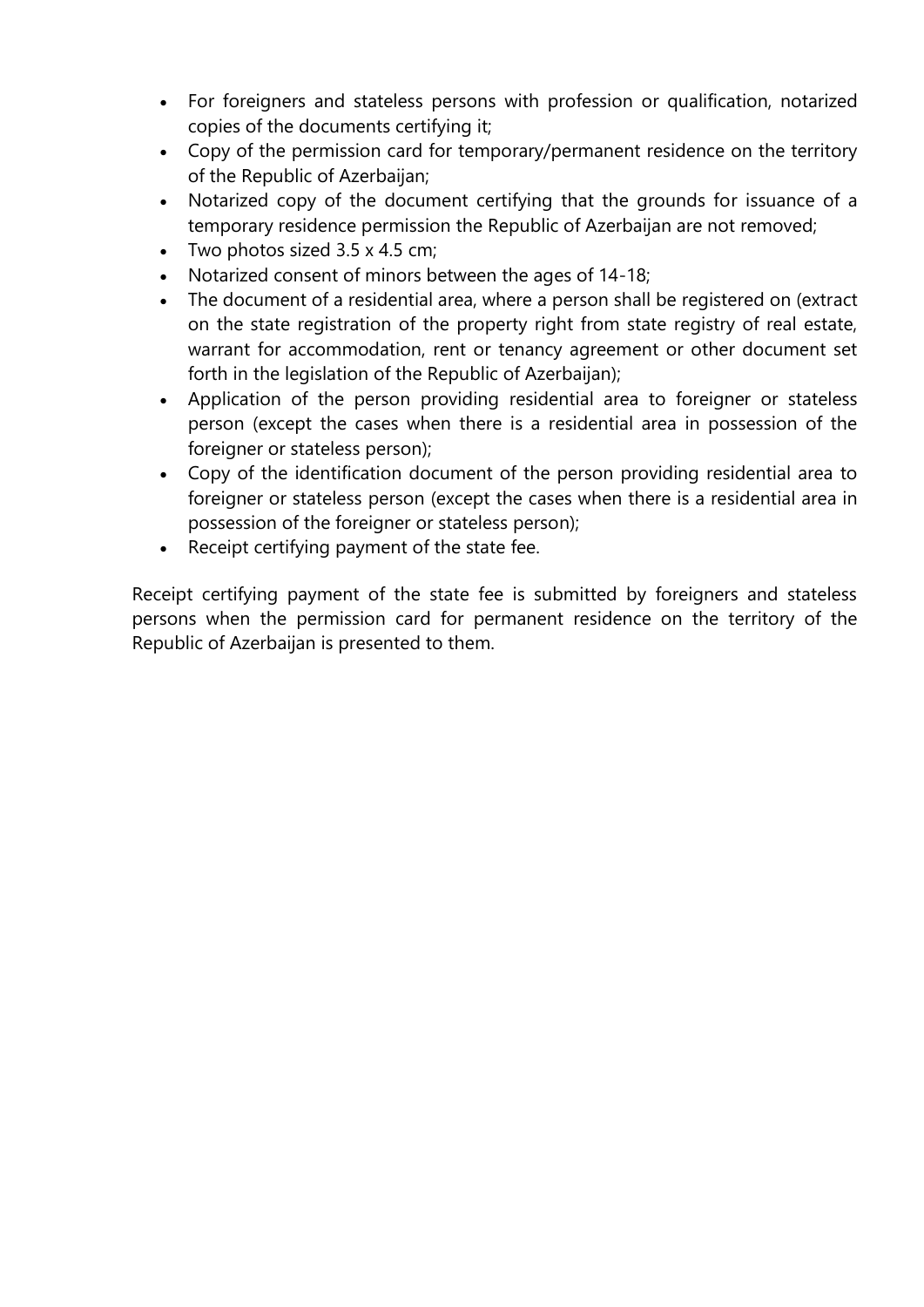- For foreigners and stateless persons with profession or qualification, notarized copies of the documents certifying it;
- Copy of the permission card for temporary/permanent residence on the territory of the Republic of Azerbaijan;
- Notarized copy of the document certifying that the grounds for issuance of a temporary residence permission the Republic of Azerbaijan are not removed;
- Two photos sized 3.5 x 4.5 cm;
- Notarized consent of minors between the ages of 14-18;
- The document of a residential area, where a person shall be registered on (extract on the state registration of the property right from state registry of real estate, warrant for accommodation, rent or tenancy agreement or other document set forth in the legislation of the Republic of Azerbaijan);
- Application of the person providing residential area to foreigner or stateless person (except the cases when there is a residential area in possession of the foreigner or stateless person);
- Copy of the identification document of the person providing residential area to foreigner or stateless person (except the cases when there is a residential area in possession of the foreigner or stateless person);
- Receipt certifying payment of the state fee.

Receipt certifying payment of the state fee is submitted by foreigners and stateless persons when the permission card for permanent residence on the territory of the Republic of Azerbaijan is presented to them.